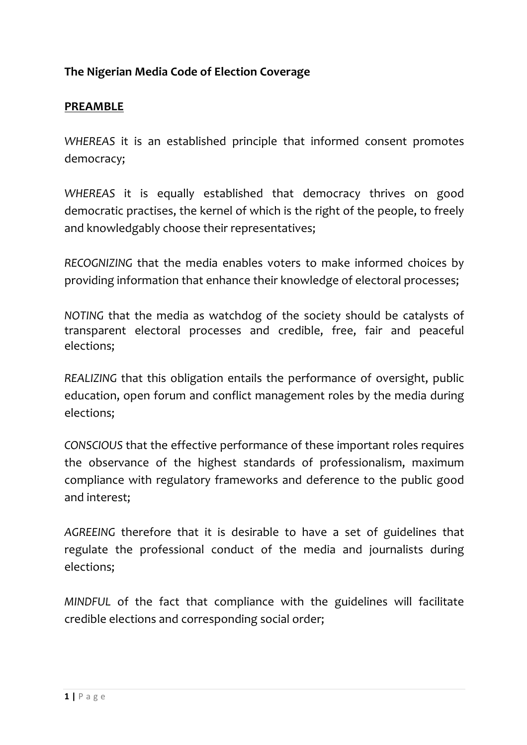**The Nigerian Media Code of Election Coverage**

**PREAMBLE**

*WHEREAS* it is an established principle that informed consent promotes democracy;

*WHEREAS* it is equally established that democracy thrives on good democratic practises, the kernel of which is the right of the people, to freely and knowledgably choose their representatives;

*RECOGNIZING* that the media enables voters to make informed choices by providing information that enhance their knowledge of electoral processes;

*NOTING* that the media as watchdog of the society should be catalysts of transparent electoral processes and credible, free, fair and peaceful elections;

*REALIZING* that this obligation entails the performance of oversight, public education, open forum and conflict management roles by the media during elections;

*CONSCIOUS* that the effective performance of these important roles requires the observance of the highest standards of professionalism, maximum compliance with regulatory frameworks and deference to the public good and interest;

*AGREEING* therefore that it is desirable to have a set of guidelines that regulate the professional conduct of the media and journalists during elections;

*MINDFUL* of the fact that compliance with the guidelines will facilitate credible elections and corresponding social order;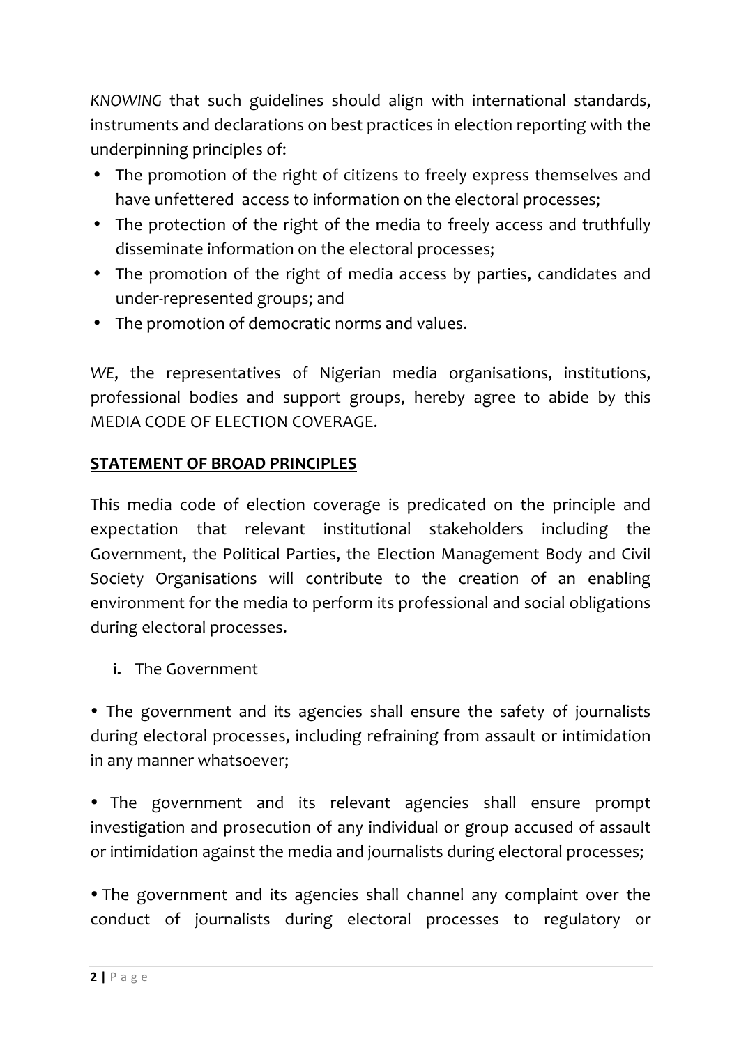*KNOWING* that such guidelines should align with international standards, instruments and declarations on best practices in election reporting with the underpinning principles of:

- The promotion of the right of citizens to freely express themselves and have unfettered access to information on the electoral processes;
- The protection of the right of the media to freely access and truthfully disseminate information on the electoral processes;
- The promotion of the right of media access by parties, candidates and under-represented groups; and
- The promotion of democratic norms and values.

*WE*, the representatives of Nigerian media organisations, institutions, professional bodies and support groups, hereby agree to abide by this MEDIA CODE OF ELECTION COVERAGE.

## STATEMENT OF BROAD PRINCIPLES

This media code of election coverage is predicated on the principle and expectation that relevant institutional stakeholders including the Government, the Political Parties, the Election Management Body and Civil Society Organisations will contribute to the creation of an enabling environment for the media to perform its professional and social obligations during electoral processes.

**i.** The Government

- The government and its agencies shall ensure the safety of journalists during electoral processes, including refraining from assault or intimidation in any manner whatsoever;

- The government and its relevant agencies shall ensure prompt investigation and prosecution of any individual or group accused of assault or intimidation against the media and journalists during electoral processes;

- The government and its agencies shall channel any complaint over the conduct of journalists during electoral processes to regulatory or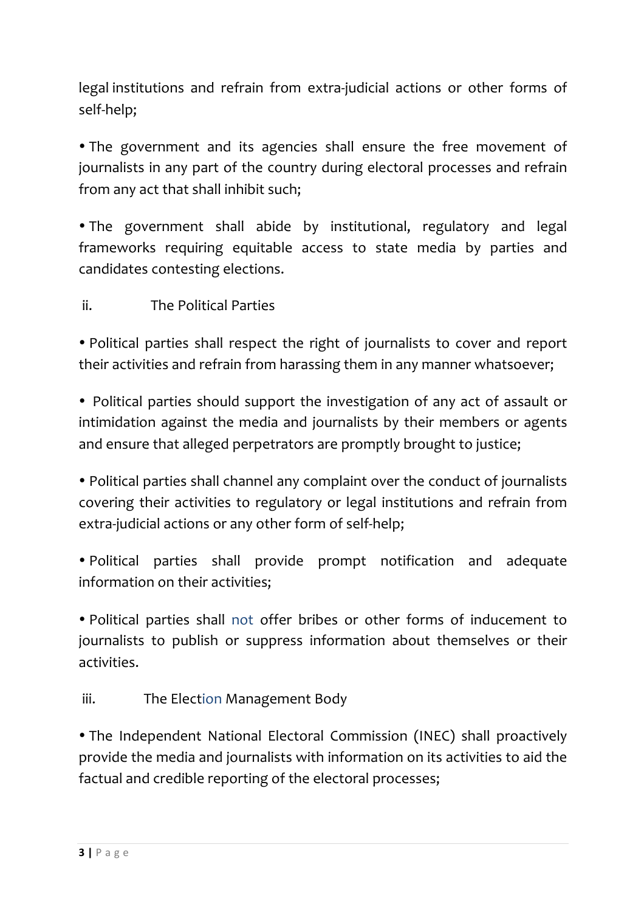legal institutions and refrain from extra-judicial actions or other forms of self-help;

- The government and its agencies shall ensure the free movement of journalists in any part of the country during electoral processes and refrain from any act that shall inhibit such;

- The government shall abide by institutional, regulatory and legal frameworks requiring equitable access to state media by parties and candidates contesting elections.

ii. The Political Parties

- Political parties shall respect the right of journalists to cover and report their activities and refrain from harassing them in any manner whatsoever;

- Political parties should support the investigation of any act of assault or intimidation against the media and journalists by their members or agents and ensure that alleged perpetrators are promptly brought to justice;

- Political parties shall channel any complaint over the conduct of journalists covering their activities to regulatory or legal institutions and refrain from extra-judicial actions or any other form of self-help;

- Political parties shall provide prompt notification and adequate information on their activities;

- Political parties shall not offer bribes or other forms of inducement to journalists to publish or suppress information about themselves or their activities.

iii. The Election Management Body

- The Independent National Electoral Commission (INEC) shall proactively provide the media and journalists with information on its activities to aid the factual and credible reporting of the electoral processes;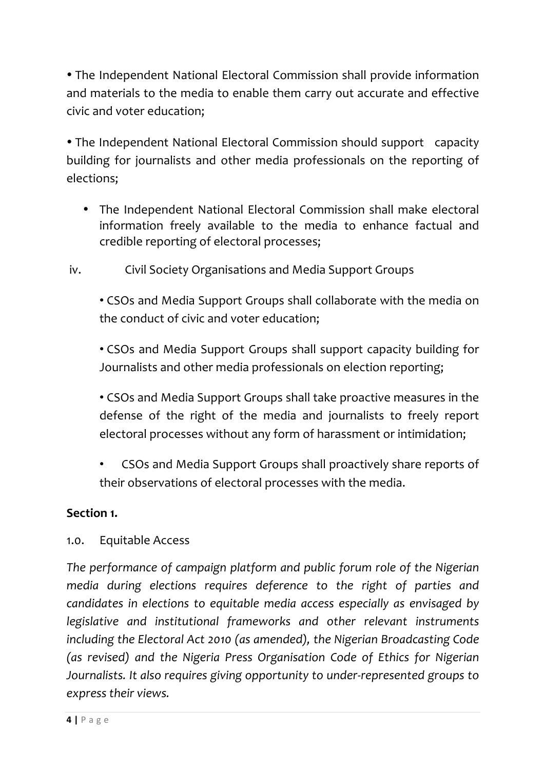- The Independent National Electoral Commission shall provide information and materials to the media to enable them carry out accurate and effective civic and voter education;

- The Independent National Electoral Commission should support capacity building for journalists and other media professionals on the reporting of elections;

- The Independent National Electoral Commission shall make electoral information freely available to the media to enhance factual and credible reporting of electoral processes;

iv. Civil Society Organisations and Media Support Groups

- CSOs and Media Support Groups shall collaborate with the media on the conduct of civic and voter education;

- CSOs and Media Support Groups shall support capacity building for Journalists and other media professionals on election reporting;

- CSOs and Media Support Groups shall take proactive measures in the defense of the right of the media and journalists to freely report electoral processes without any form of harassment or intimidation;

- CSOs and Media Support Groups shall proactively share reports of their observations of electoral processes with the media.

**Section 1.**

1.0. Equitable Access

*The performance of campaign platform and public forum role of the Nigerian media during elections requires deference to the right of parties and candidates in elections to equitable media access especially as envisaged by legislative and institutional frameworks and other relevant instruments including the Electoral Act 2010 (as amended), the Nigerian Broadcasting Code (as revised) and the Nigeria Press Organisation Code of Ethics for Nigerian Journalists. It also requires giving opportunity to under-represented groups to express their views.*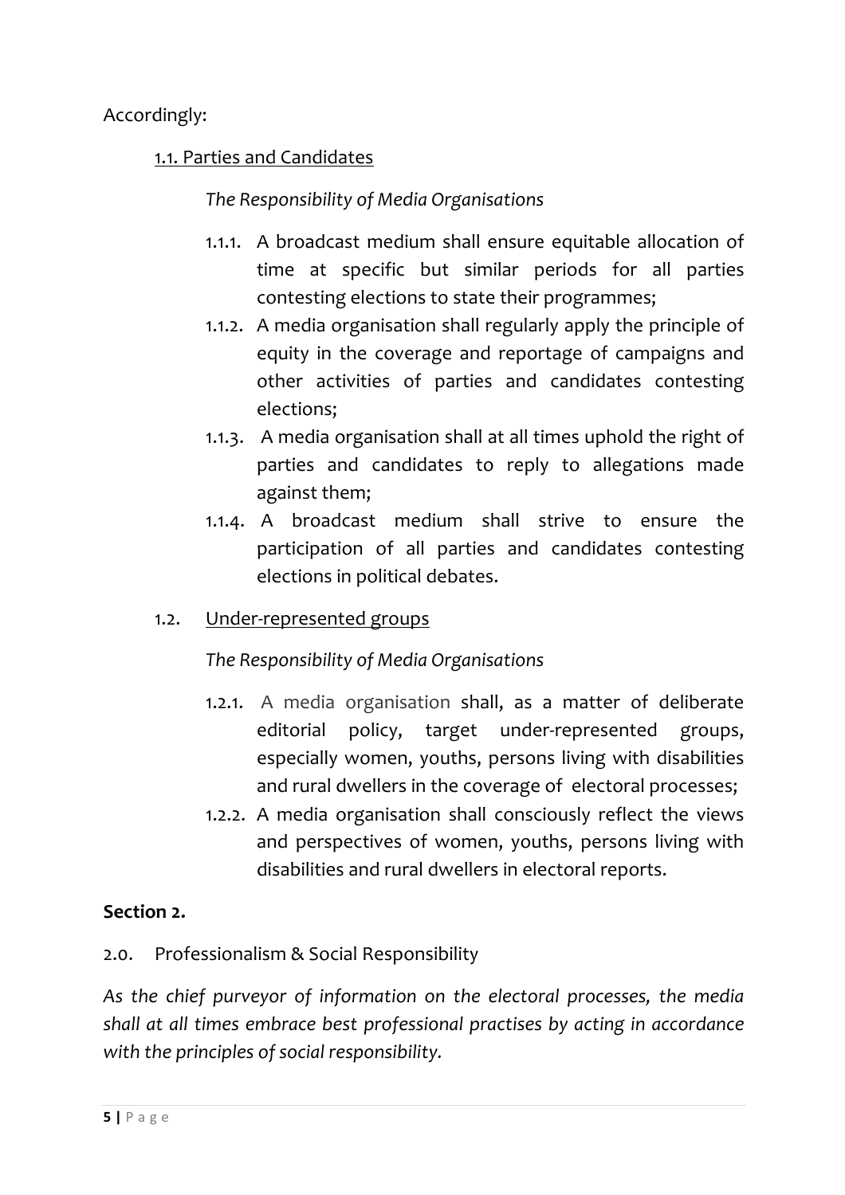Accordingly:

1.1. Parties and Candidates

*The Responsibility of Media Organisations*

1.1.1. A broadcast medium shall ensure equitable allocation of time at specific but similar periods for all parties contesting elections to state their programmes;

1.1.2. A media organisation shall regularly apply the principle of equity in the coverage and reportage of campaigns and other activities of parties and candidates contesting elections;

1.1.3. A media organisation shall at all times uphold the right of parties and candidates to reply to allegations made against them;

1.1.4. A broadcast medium shall strive to ensure the participation of all parties and candidates contesting elections in political debates.

1.2. Under-represented groups

*The Responsibility of Media Organisations*

1.2.1. A media organisation shall, as a matter of deliberate editorial policy, target under-represented groups, especially women, youths, persons living with disabilities and rural dwellers in the coverage of electoral processes;

1.2.2. A media organisation shall consciously reflect the views and perspectives of women, youths, persons living with disabilities and rural dwellers in electoral reports.

**Section 2.**

2.0. Professionalism & Social Responsibility

*As the chief purveyor of information on the electoral processes, the media shall at all times embrace best professional practises by acting in accordance with the principles of social responsibility.*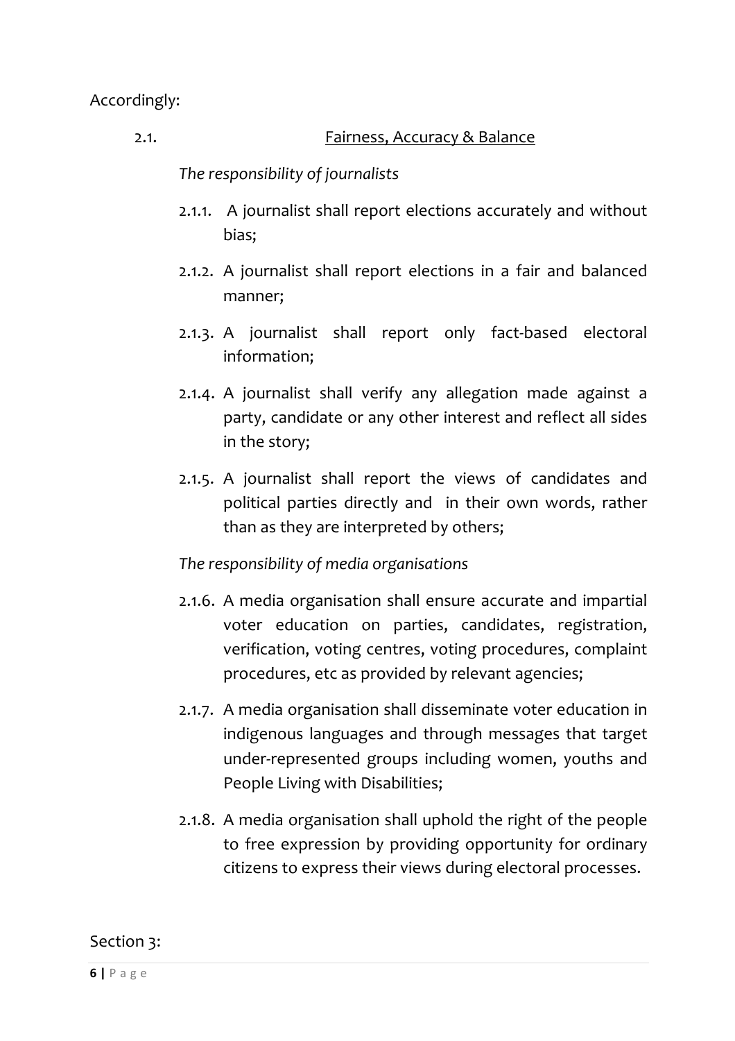Accordingly:

2.1. Fairness, Accuracy & Balance

*The responsibility of journalists*

2.1.1. A journalist shall report elections accurately and without bias;

2.1.2. A journalist shall report elections in a fair and balanced manner;

2.1.3. A journalist shall report only fact-based electoral information;

2.1.4. A journalist shall verify any allegation made against a party, candidate or any other interest and reflect all sides in the story;

2.1.5. A journalist shall report the views of candidates and political parties directly and in their own words, rather than as they are interpreted by others;

*The responsibility of media organisations*

2.1.6. A media organisation shall ensure accurate and impartial voter education on parties, candidates, registration, verification, voting centres, voting procedures, complaint procedures, etc as provided by relevant agencies;

2.1.7. A media organisation shall disseminate voter education in indigenous languages and through messages that target under-represented groups including women, youths and People Living with Disabilities;

2.1.8. A media organisation shall uphold the right of the people to free expression by providing opportunity for ordinary citizens to express their views during electoral processes.

Section 3: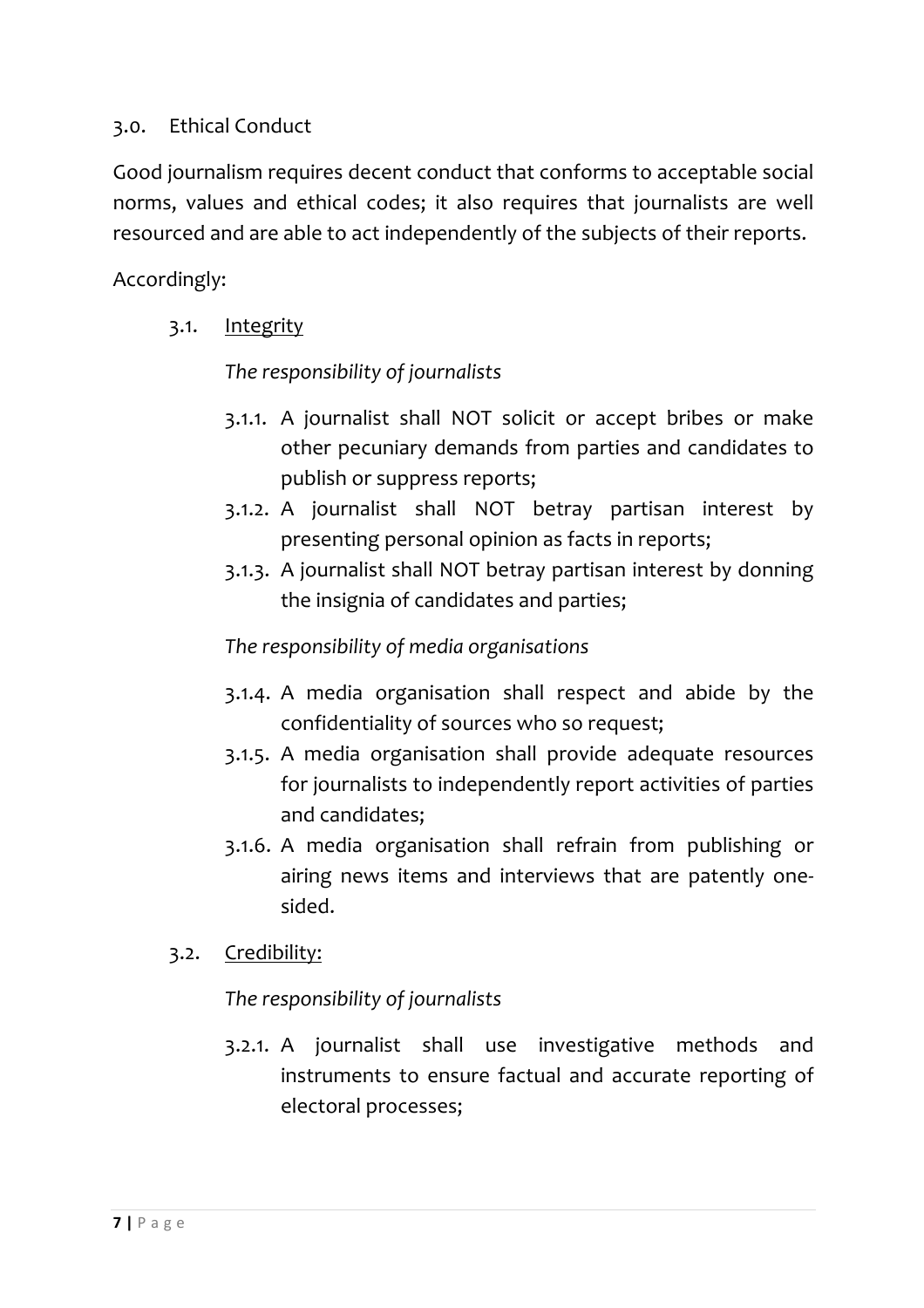## 3.0. Ethical Conduct

Good journalism requires decent conduct that conforms to acceptable social norms, values and ethical codes; it also requires that journalists are well resourced and are able to act independently of the subjects of their reports.

Accordingly:

### 3.1. Integrity

*The responsibility of journalists*

- 3.1.1. A journalist shall NOT solicit or accept bribes or make other pecuniary demands from parties and candidates to publish or suppress reports;
- 3.1.2. A journalist shall NOT betray partisan interest by presenting personal opinion as facts in reports;
- 3.1.3. A journalist shall NOT betray partisan interest by donning the insignia of candidates and parties;

*The responsibility of media organisations*

- 3.1.4. A media organisation shall respect and abide by the confidentiality of sources who so request;
- 3.1.5. A media organisation shall provide adequate resources for journalists to independently report activities of parties and candidates;
- 3.1.6. A media organisation shall refrain from publishing or airing news items and interviews that are patently one-sided.

### 3.2. Credibility:

*The responsibility of journalists*

- 3.2.1. A journalist shall use investigative methods and instruments to ensure factual and accurate reporting of electoral processes;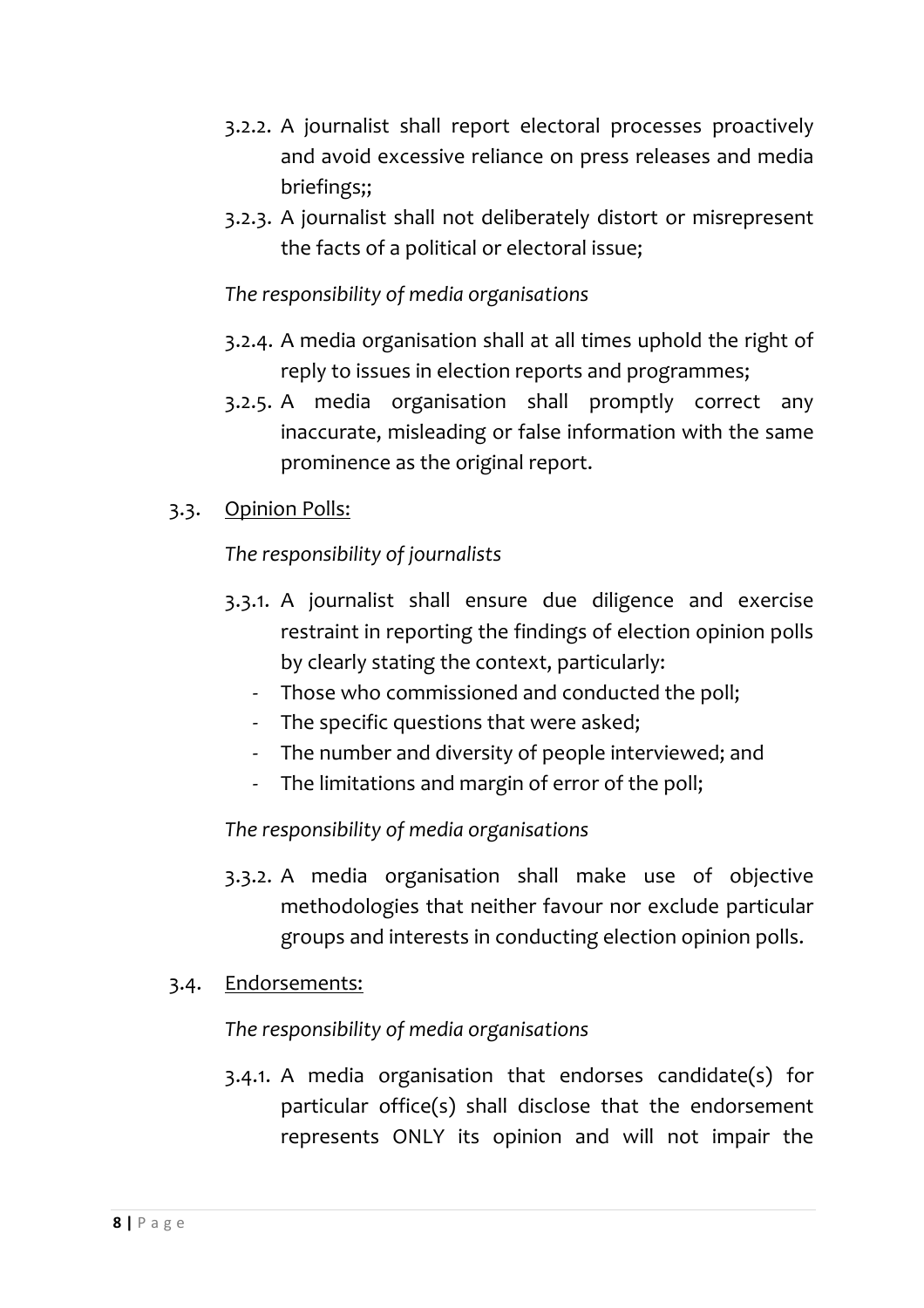3.2.2. A journalist shall report electoral processes proactively and avoid excessive reliance on press releases and media briefings;;

3.2.3. A journalist shall not deliberately distort or misrepresent the facts of a political or electoral issue;

*The responsibility of media organisations*

3.2.4. A media organisation shall at all times uphold the right of reply to issues in election reports and programmes;

3.2.5. A media organisation shall promptly correct any inaccurate, misleading or false information with the same prominence as the original report.

3.3. <u>Opinion Polls:</u>

*The responsibility of journalists*

3.3.1. A journalist shall ensure due diligence and exercise restraint in reporting the findings of election opinion polls by clearly stating the context, particularly:

- Those who commissioned and conducted the poll;
- The specific questions that were asked;
- The number and diversity of people interviewed; and
- The limitations and margin of error of the poll;

*The responsibility of media organisations*

3.3.2. A media organisation shall make use of objective methodologies that neither favour nor exclude particular groups and interests in conducting election opinion polls.

3.4. <u>Endorsements:</u>

*The responsibility of media organisations*

3.4.1. A media organisation that endorses candidate(s) for particular office(s) shall disclose that the endorsement represents ONLY its opinion and will not impair the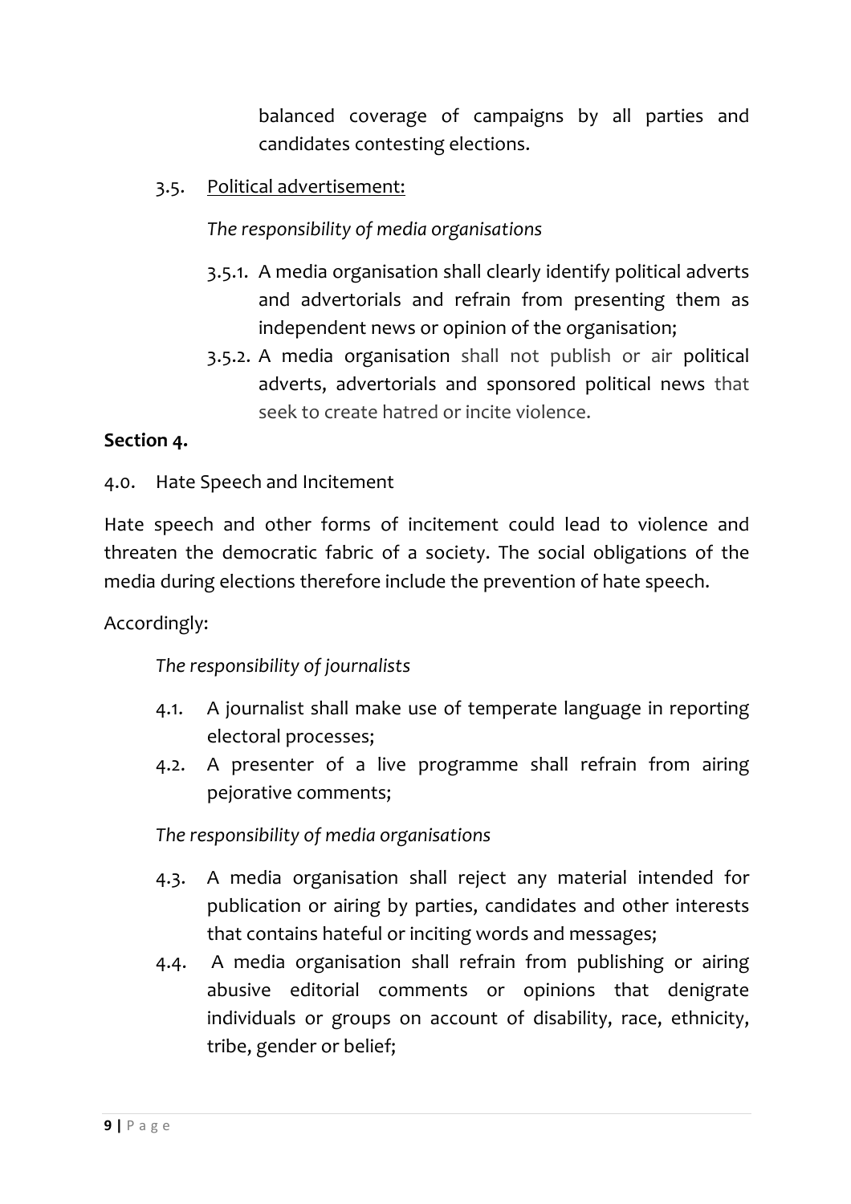balanced coverage of campaigns by all parties and candidates contesting elections.

3.5. Political advertisement:

*The responsibility of media organisations*

3.5.1. A media organisation shall clearly identify political adverts and advertorials and refrain from presenting them as independent news or opinion of the organisation;

3.5.2. A media organisation shall not publish or air political adverts, advertorials and sponsored political news that seek to create hatred or incite violence.

**Section 4.**

4.0. Hate Speech and Incitement

Hate speech and other forms of incitement could lead to violence and threaten the democratic fabric of a society. The social obligations of the media during elections therefore include the prevention of hate speech.

Accordingly:

*The responsibility of journalists*

4.1. A journalist shall make use of temperate language in reporting electoral processes;

4.2. A presenter of a live programme shall refrain from airing pejorative comments;

*The responsibility of media organisations*

4.3. A media organisation shall reject any material intended for publication or airing by parties, candidates and other interests that contains hateful or inciting words and messages;

4.4. A media organisation shall refrain from publishing or airing abusive editorial comments or opinions that denigrate individuals or groups on account of disability, race, ethnicity, tribe, gender or belief;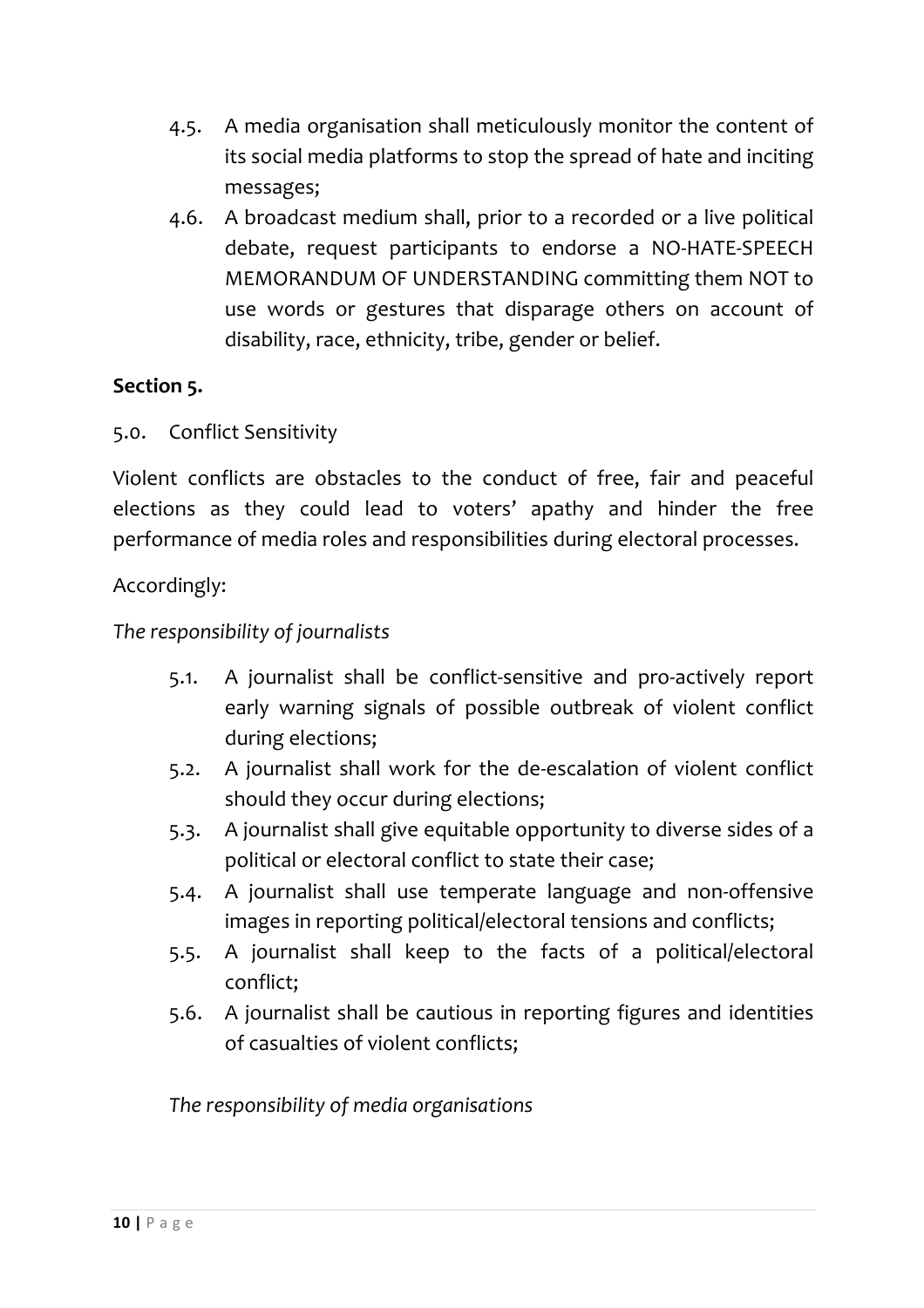4.5. A media organisation shall meticulously monitor the content of its social media platforms to stop the spread of hate and inciting messages;

4.6. A broadcast medium shall, prior to a recorded or a live political debate, request participants to endorse a NO-HATE-SPEECH MEMORANDUM OF UNDERSTANDING committing them NOT to use words or gestures that disparage others on account of disability, race, ethnicity, tribe, gender or belief.

**Section 5.**

5.0. Conflict Sensitivity

Violent conflicts are obstacles to the conduct of free, fair and peaceful elections as they could lead to voters' apathy and hinder the free performance of media roles and responsibilities during electoral processes.

Accordingly:

*The responsibility of journalists*

5.1. A journalist shall be conflict-sensitive and pro-actively report early warning signals of possible outbreak of violent conflict during elections;

5.2. A journalist shall work for the de-escalation of violent conflict should they occur during elections;

5.3. A journalist shall give equitable opportunity to diverse sides of a political or electoral conflict to state their case;

5.4. A journalist shall use temperate language and non-offensive images in reporting political/electoral tensions and conflicts;

5.5. A journalist shall keep to the facts of a political/electoral conflict;

5.6. A journalist shall be cautious in reporting figures and identities of casualties of violent conflicts;

*The responsibility of media organisations*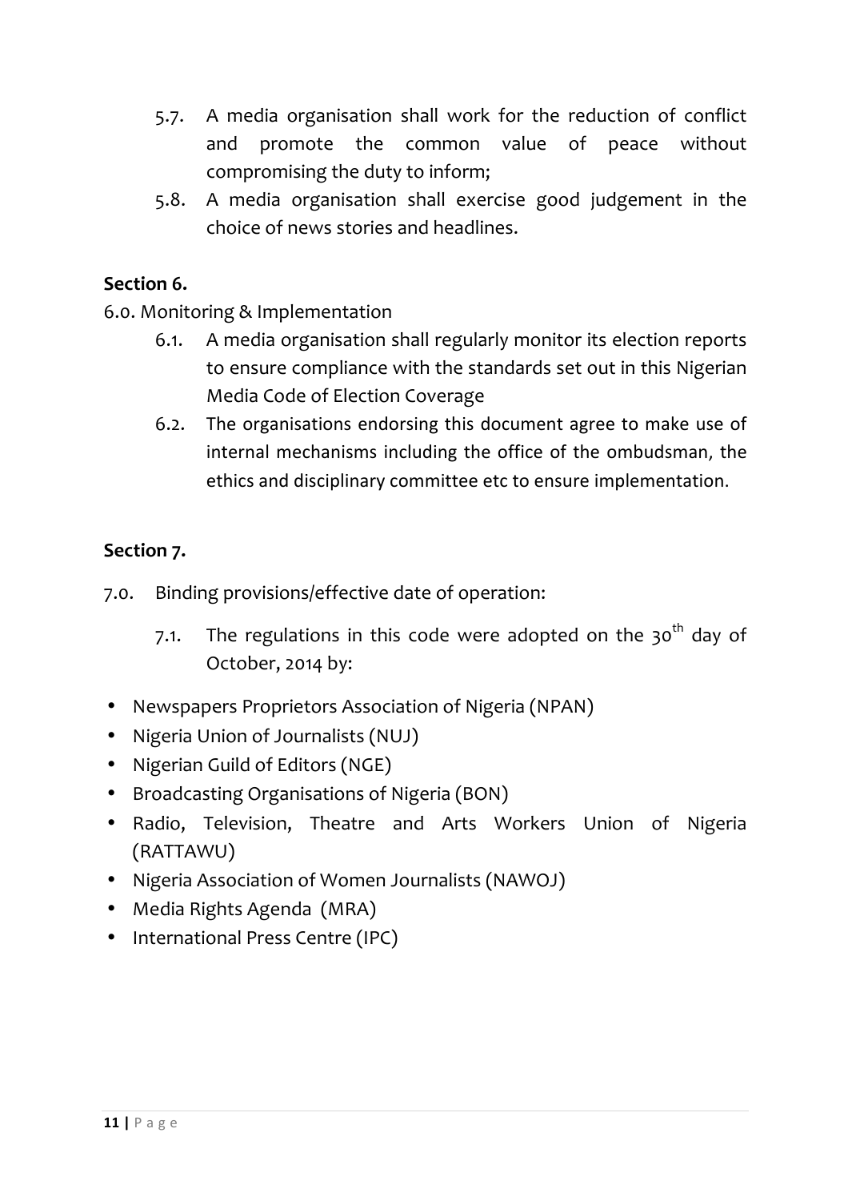5.7. A media organisation shall work for the reduction of conflict and promote the common value of peace without compromising the duty to inform;

5.8. A media organisation shall exercise good judgement in the choice of news stories and headlines.

**Section 6.**

6.0. Monitoring & Implementation

6.1. A media organisation shall regularly monitor its election reports to ensure compliance with the standards set out in this Nigerian Media Code of Election Coverage

6.2. The organisations endorsing this document agree to make use of internal mechanisms including the office of the ombudsman, the ethics and disciplinary committee etc to ensure implementation.

**Section 7.**

7.0. Binding provisions/effective date of operation:

7.1. The regulations in this code were adopted on the 30th day of October, 2014 by:

- Newspapers Proprietors Association of Nigeria (NPAN)
- Nigeria Union of Journalists (NUJ)
- Nigerian Guild of Editors (NGE)
- Broadcasting Organisations of Nigeria (BON)
- Radio, Television, Theatre and Arts Workers Union of Nigeria (RATTAWU)
- Nigeria Association of Women Journalists (NAWOJ)
- Media Rights Agenda (MRA)
- International Press Centre (IPC)